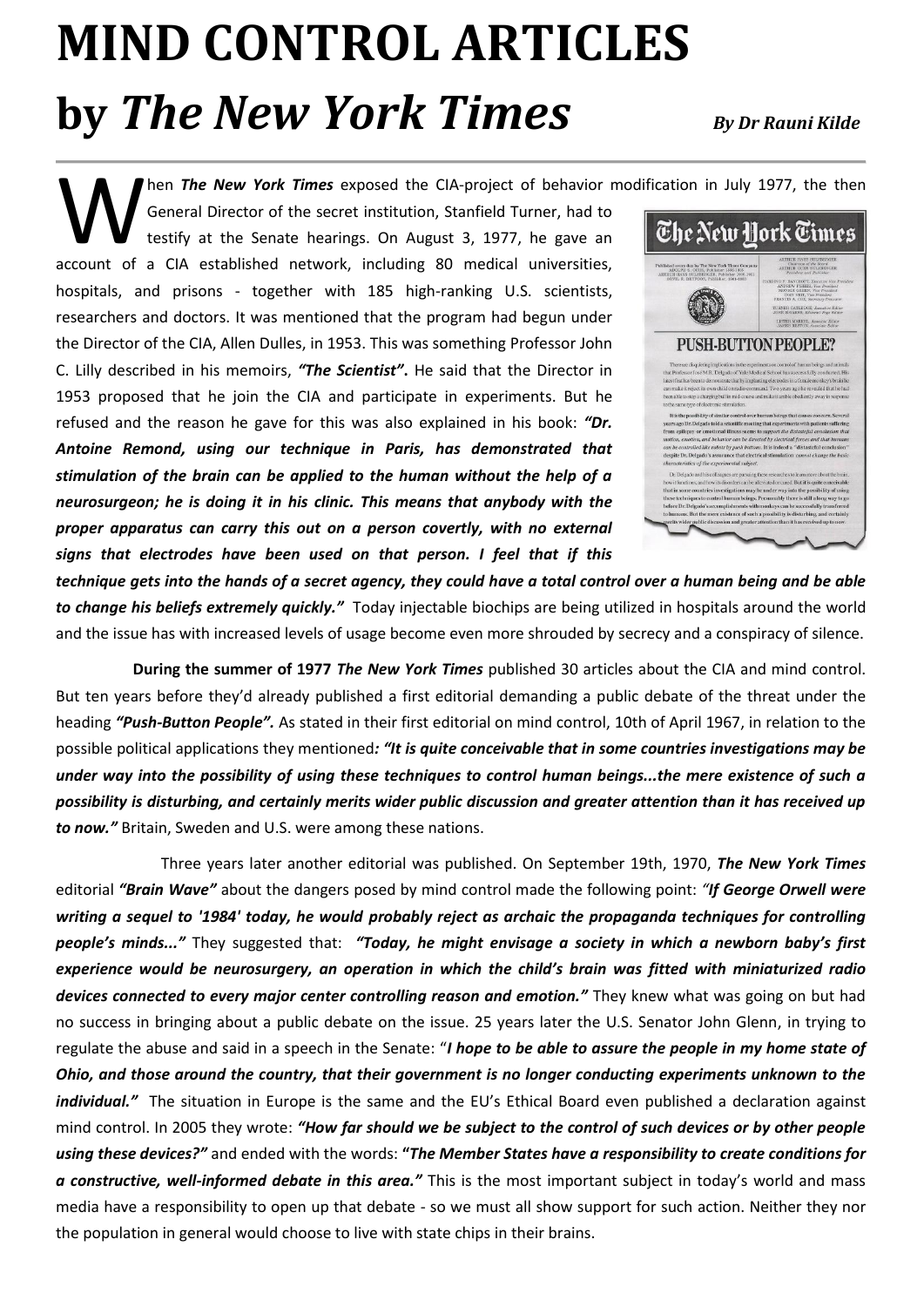# MIND CONTROL ARTICLES by *The New York Times*

*By Dr Rauni Kilde*

When ***The New York Times*** exposed the CIA-project of behavior modification in July 1977, the then General Director of the secret institution, Stanfield Turner, had to testify at the Senate hearings. On August 3, 1977, he gave an account of a CIA established network, including 80 medical universities, hospitals, and prisons - together with 185 high-ranking U.S. scientists, researchers and doctors. It was mentioned that the program had begun under the Director of the CIA, Allen Dulles, in 1953. This was something Professor John C. Lilly described in his memoirs, ***"The Scientist"***. He said that the Director in 1953 proposed that he join the CIA and participate in experiments. But he refused and the reason he gave for this was also explained in his book: ***"Dr. Antoine Remond, using our technique in Paris, has demonstrated that stimulation of the brain can be applied to the human without the help of a neurosurgeon; he is doing it in his clinic. This means that anybody with the proper apparatus can carry this out on a person covertly, with no external signs that electrodes have been used on that person. I feel that if this technique gets into the hands of a secret agency, they could have a total control over a human being and be able to change his beliefs extremely quickly."*** Today injectable biochips are being utilized in hospitals around the world and the issue has with increased levels of usage become even more shrouded by secrecy and a conspiracy of silence.

**During the summer of 1977 *The New York Times*** published 30 articles about the CIA and mind control. But ten years before they'd already published a first editorial demanding a public debate of the threat under the heading ***"Push-Button People"***. As stated in their first editorial on mind control, 10th of April 1967, in relation to the possible political applications they mentioned***: "It is quite conceivable that in some countries investigations may be under way into the possibility of using these techniques to control human beings...the mere existence of such a possibility is disturbing, and certainly merits wider public discussion and greater attention than it has received up to now."*** Britain, Sweden and U.S. were among these nations.

Three years later another editorial was published. On September 19th, 1970, ***The New York Times*** editorial ***"Brain Wave"*** about the dangers posed by mind control made the following point: *"**If George Orwell were writing a sequel to '1984' today, he would probably reject as archaic the propaganda techniques for controlling people's minds..."*** They suggested that: ***"Today, he might envisage a society in which a newborn baby's first experience would be neurosurgery, an operation in which the child's brain was fitted with miniaturized radio devices connected to every major center controlling reason and emotion."*** They knew what was going on but had no success in bringing about a public debate on the issue. 25 years later the U.S. Senator John Glenn, in trying to regulate the abuse and said in a speech in the Senate: "***I hope to be able to assure the people in my home state of Ohio, and those around the country, that their government is no longer conducting experiments unknown to the individual."*** The situation in Europe is the same and the EU's Ethical Board even published a declaration against mind control. In 2005 they wrote: ***"How far should we be subject to the control of such devices or by other people using these devices?"*** and ended with the words: **"*The Member States have a responsibility to create conditions for a constructive, well-informed debate in this area."*** This is the most important subject in today's world and mass media have a responsibility to open up that debate - so we must all show support for such action. Neither they nor the population in general would choose to live with state chips in their brains.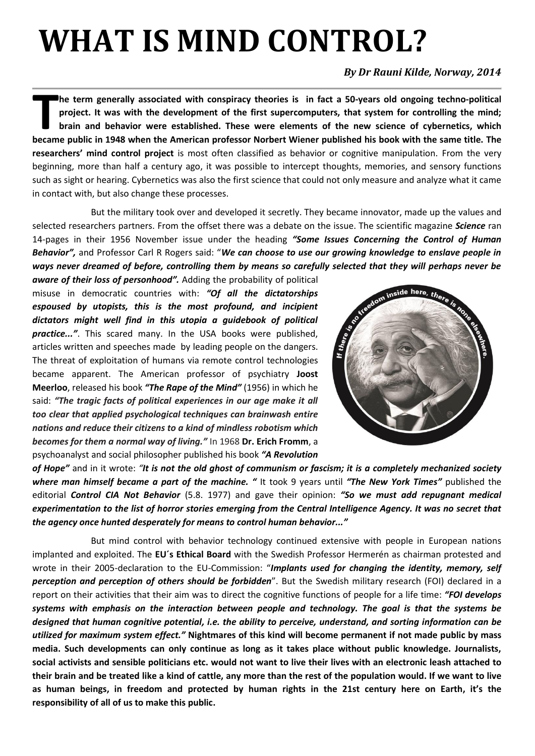# WHAT IS MIND CONTROL?

***By Dr Rauni Kilde, Norway, 2014***

**The term generally associated with conspiracy theories is in fact a 50-years old ongoing techno-political project. It was with the development of the first supercomputers, that system for controlling the mind; brain and behavior were established. These were elements of the new science of cybernetics, which became public in 1948 when the American professor Norbert Wiener published his book with the same title. The researchers' mind control project** is most often classified as behavior or cognitive manipulation. From the very beginning, more than half a century ago, it was possible to intercept thoughts, memories, and sensory functions such as sight or hearing. Cybernetics was also the first science that could not only measure and analyze what it came in contact with, but also change these processes.

But the military took over and developed it secretly. They became innovator, made up the values and selected researchers partners. From the offset there was a debate on the issue. The scientific magazine ***Science*** ran 14-pages in their 1956 November issue under the heading ***"Some Issues Concerning the Control of Human Behavior",*** and Professor Carl R Rogers said: "***We can choose to use our growing knowledge to enslave people in ways never dreamed of before, controlling them by means so carefully selected that they will perhaps never be aware of their loss of personhood".*** Adding the probability of political misuse in democratic countries with: ***"Of all the dictatorships espoused by utopists, this is the most profound, and incipient dictators might well find in this utopia a guidebook of political practice..."***. This scared many. In the USA books were published, articles written and speeches made by leading people on the dangers. The threat of exploitation of humans via remote control technologies became apparent. The American professor of psychiatry **Joost Meerloo**, released his book ***"The Rape of the Mind"*** (1956) in which he said: ***"The tragic facts of political experiences in our age make it all too clear that applied psychological techniques can brainwash entire nations and reduce their citizens to a kind of mindless robotism which becomes for them a normal way of living."*** In 1968 **Dr. Erich Fromm**, a psychoanalyst and social philosopher published his book ***"A Revolution of Hope"*** and in it wrote: *"**It is not the old ghost of communism or fascism; it is a completely mechanized society where man himself became a part of the machine. "*** It took 9 years until ***"The New York Times"*** published the editorial ***Control CIA Not Behavior*** (5.8. 1977) and gave their opinion: ***"So we must add repugnant medical experimentation to the list of horror stories emerging from the Central Intelligence Agency. It was no secret that the agency once hunted desperately for means to control human behavior..."***

But mind control with behavior technology continued extensive with people in European nations implanted and exploited. The **EU´s Ethical Board** with the Swedish Professor Hermerén as chairman protested and wrote in their 2005-declaration to the EU-Commission: "***Implants used for changing the identity, memory, self perception and perception of others should be forbidden***". But the Swedish military research (FOI) declared in a report on their activities that their aim was to direct the cognitive functions of people for a life time: ***"FOI develops systems with emphasis on the interaction between people and technology. The goal is that the systems be designed that human cognitive potential, i.e. the ability to perceive, understand, and sorting information can be utilized for maximum system effect."*** **Nightmares of this kind will become permanent if not made public by mass media. Such developments can only continue as long as it takes place without public knowledge. Journalists, social activists and sensible politicians etc. would not want to live their lives with an electronic leash attached to their brain and be treated like a kind of cattle, any more than the rest of the population would. If we want to live as human beings, in freedom and protected by human rights in the 21st century here on Earth, it's the responsibility of all of us to make this public.**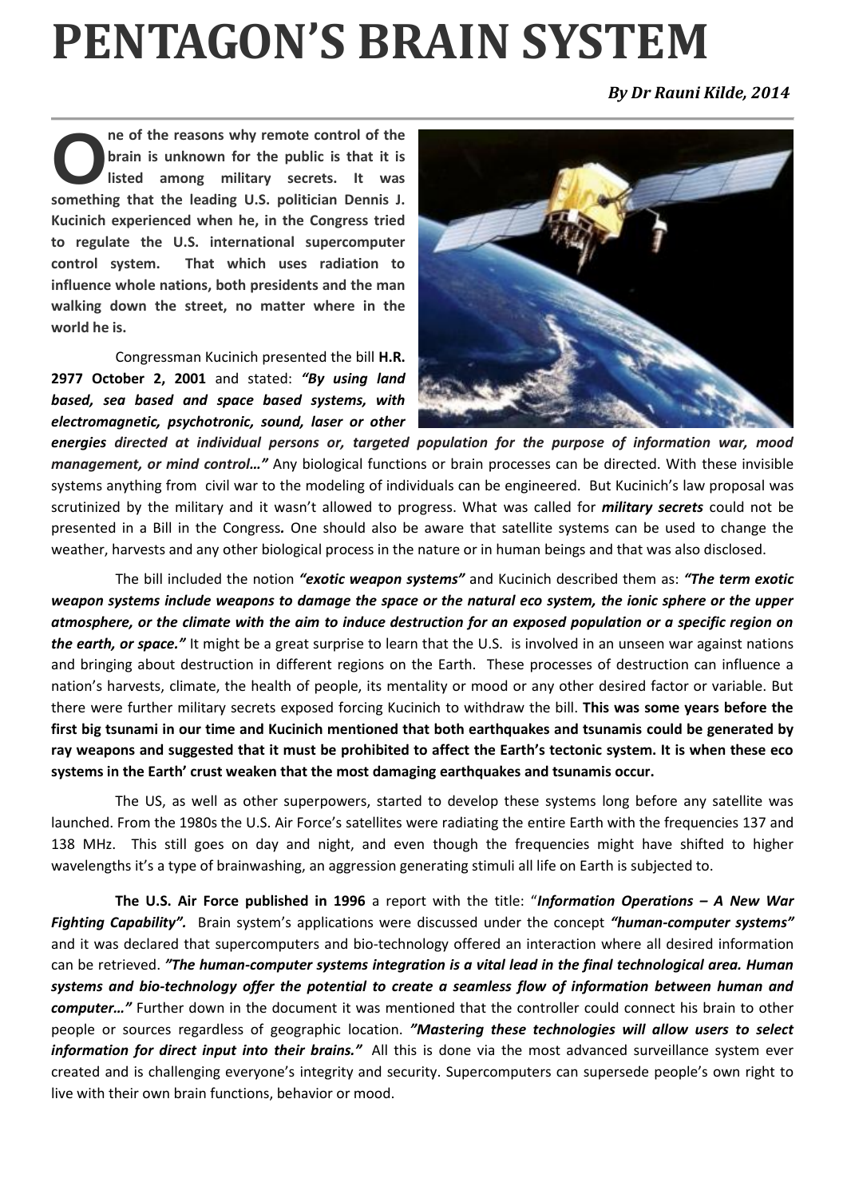# PENTAGON'S BRAIN SYSTEM

***By Dr Rauni Kilde, 2014***

**One of the reasons why remote control of the brain is unknown for the public is that it is listed among military secrets. It was something that the leading U.S. politician Dennis J. Kucinich experienced when he, in the Congress tried to regulate the U.S. international supercomputer control system. That which uses radiation to influence whole nations, both presidents and the man walking down the street, no matter where in the world he is.**

Congressman Kucinich presented the bill **H.R. 2977 October 2, 2001** and stated: ***"By using land based, sea based and space based systems, with electromagnetic, psychotronic, sound, laser or other energies directed at individual persons or, targeted population for the purpose of information war, mood management, or mind control…"*** Any biological functions or brain processes can be directed. With these invisible systems anything from civil war to the modeling of individuals can be engineered. But Kucinich's law proposal was scrutinized by the military and it wasn't allowed to progress. What was called for ***military secrets*** could not be presented in a Bill in the Congress***.*** One should also be aware that satellite systems can be used to change the weather, harvests and any other biological process in the nature or in human beings and that was also disclosed.

The bill included the notion ***"exotic weapon systems"*** and Kucinich described them as: ***"The term exotic weapon systems include weapons to damage the space or the natural eco system, the ionic sphere or the upper atmosphere, or the climate with the aim to induce destruction for an exposed population or a specific region on the earth, or space."*** It might be a great surprise to learn that the U.S. is involved in an unseen war against nations and bringing about destruction in different regions on the Earth. These processes of destruction can influence a nation's harvests, climate, the health of people, its mentality or mood or any other desired factor or variable. But there were further military secrets exposed forcing Kucinich to withdraw the bill. **This was some years before the first big tsunami in our time and Kucinich mentioned that both earthquakes and tsunamis could be generated by ray weapons and suggested that it must be prohibited to affect the Earth's tectonic system. It is when these eco systems in the Earth' crust weaken that the most damaging earthquakes and tsunamis occur.**

The US, as well as other superpowers, started to develop these systems long before any satellite was launched. From the 1980s the U.S. Air Force's satellites were radiating the entire Earth with the frequencies 137 and 138 MHz. This still goes on day and night, and even though the frequencies might have shifted to higher wavelengths it's a type of brainwashing, an aggression generating stimuli all life on Earth is subjected to.

**The U.S. Air Force published in 1996** a report with the title: "***Information Operations – A New War Fighting Capability".*** Brain system's applications were discussed under the concept ***"human-computer systems"*** and it was declared that supercomputers and bio-technology offered an interaction where all desired information can be retrieved. ***"The human-computer systems integration is a vital lead in the final technological area. Human systems and bio-technology offer the potential to create a seamless flow of information between human and computer…"*** Further down in the document it was mentioned that the controller could connect his brain to other people or sources regardless of geographic location. ***"Mastering these technologies will allow users to select information for direct input into their brains."*** All this is done via the most advanced surveillance system ever created and is challenging everyone's integrity and security. Supercomputers can supersede people's own right to live with their own brain functions, behavior or mood.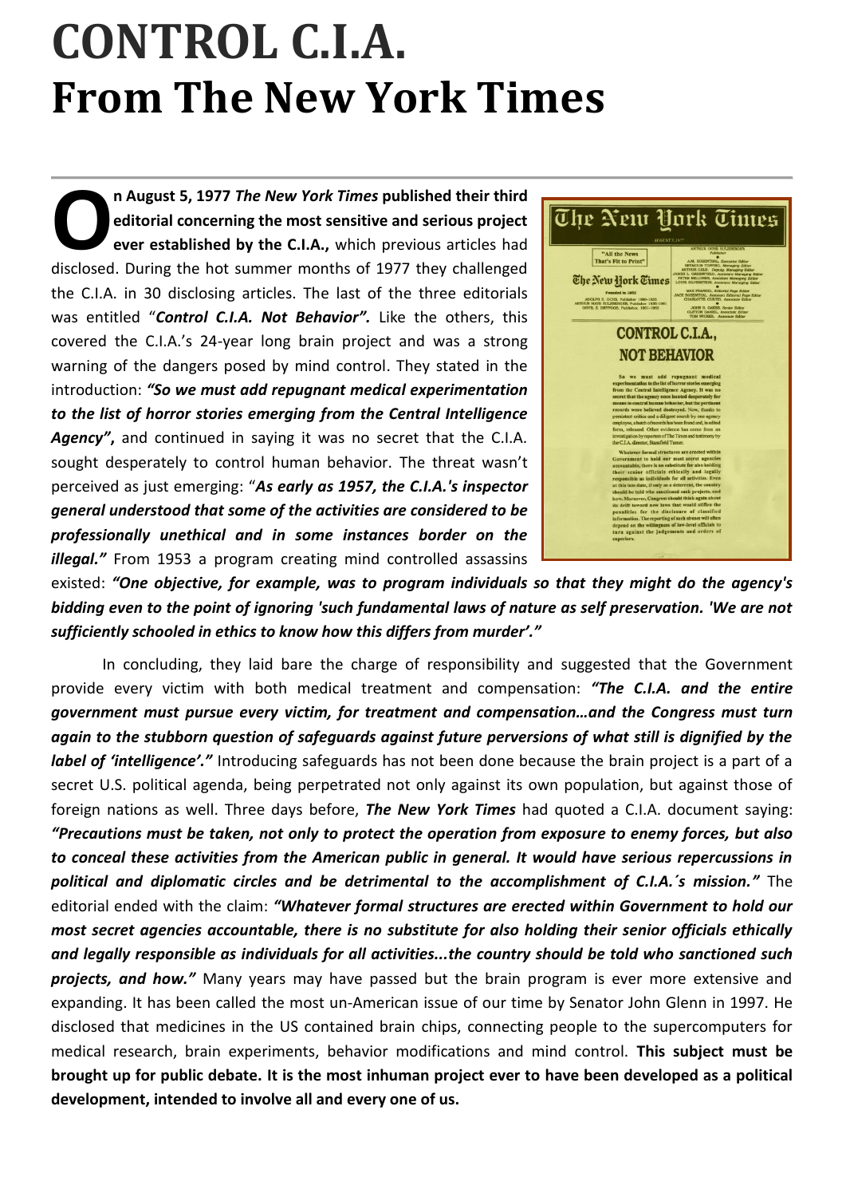# CONTROL C.I.A.
# From The New York Times

On August 5, 1977 *The New York Times* **published their third editorial concerning the most sensitive and serious project ever established by the C.I.A.,** which previous articles had disclosed. During the hot summer months of 1977 they challenged the C.I.A. in 30 disclosing articles. The last of the three editorials was entitled "***Control C.I.A. Not Behavior".*** Like the others, this covered the C.I.A.'s 24-year long brain project and was a strong warning of the dangers posed by mind control. They stated in the introduction: ***"So we must add repugnant medical experimentation to the list of horror stories emerging from the Central Intelligence Agency"***, and continued in saying it was no secret that the C.I.A. sought desperately to control human behavior. The threat wasn't perceived as just emerging: "***As early as 1957, the C.I.A.'s inspector general understood that some of the activities are considered to be professionally unethical and in some instances border on the illegal."*** From 1953 a program creating mind controlled assassins existed: ***"One objective, for example, was to program individuals so that they might do the agency's bidding even to the point of ignoring 'such fundamental laws of nature as self preservation. 'We are not sufficiently schooled in ethics to know how this differs from murder'."***

In concluding, they laid bare the charge of responsibility and suggested that the Government provide every victim with both medical treatment and compensation: ***"The C.I.A. and the entire government must pursue every victim, for treatment and compensation…and the Congress must turn again to the stubborn question of safeguards against future perversions of what still is dignified by the label of 'intelligence'."*** Introducing safeguards has not been done because the brain project is a part of a secret U.S. political agenda, being perpetrated not only against its own population, but against those of foreign nations as well. Three days before, ***The New York Times*** had quoted a C.I.A. document saying: ***"Precautions must be taken, not only to protect the operation from exposure to enemy forces, but also to conceal these activities from the American public in general. It would have serious repercussions in political and diplomatic circles and be detrimental to the accomplishment of C.I.A.´s mission."*** The editorial ended with the claim: ***"Whatever formal structures are erected within Government to hold our most secret agencies accountable, there is no substitute for also holding their senior officials ethically and legally responsible as individuals for all activities...the country should be told who sanctioned such projects, and how."*** Many years may have passed but the brain program is ever more extensive and expanding. It has been called the most un-American issue of our time by Senator John Glenn in 1997. He disclosed that medicines in the US contained brain chips, connecting people to the supercomputers for medical research, brain experiments, behavior modifications and mind control. **This subject must be brought up for public debate. It is the most inhuman project ever to have been developed as a political development, intended to involve all and every one of us.**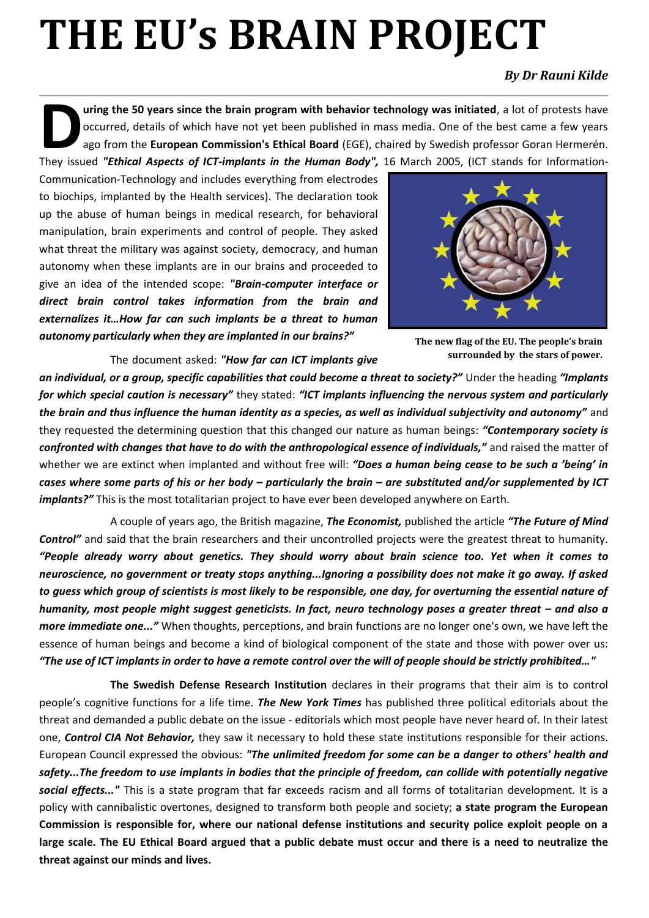# THE EU's BRAIN PROJECT

***By Dr Rauni Kilde***

**During the 50 years since the brain program with behavior technology was initiated**, a lot of protests have occurred, details of which have not yet been published in mass media. One of the best came a few years ago from the **European Commission's Ethical Board** (EGE), chaired by Swedish professor Goran Hermerén. They issued ***"Ethical Aspects of ICT-implants in the Human Body",*** 16 March 2005, (ICT stands for Information-Communication-Technology and includes everything from electrodes to biochips, implanted by the Health services). The declaration took up the abuse of human beings in medical research, for behavioral manipulation, brain experiments and control of people. They asked what threat the military was against society, democracy, and human autonomy when these implants are in our brains and proceeded to give an idea of the intended scope: ***"Brain-computer interface or direct brain control takes information from the brain and externalizes it…How far can such implants be a threat to human autonomy particularly when they are implanted in our brains?"***

**The new flag of the EU. The people's brain surrounded by the stars of power.**

The document asked: ***"How far can ICT implants give an individual, or a group, specific capabilities that could become a threat to society?"*** Under the heading ***"Implants for which special caution is necessary"*** they stated: ***"ICT implants influencing the nervous system and particularly the brain and thus influence the human identity as a species, as well as individual subjectivity and autonomy"*** and they requested the determining question that this changed our nature as human beings: ***"Contemporary society is confronted with changes that have to do with the anthropological essence of individuals,"*** and raised the matter of whether we are extinct when implanted and without free will: ***"Does a human being cease to be such a 'being' in cases where some parts of his or her body – particularly the brain – are substituted and/or supplemented by ICT implants?"*** This is the most totalitarian project to have ever been developed anywhere on Earth.

A couple of years ago, the British magazine, ***The Economist,*** published the article ***"The Future of Mind Control"*** and said that the brain researchers and their uncontrolled projects were the greatest threat to humanity. ***"People already worry about genetics. They should worry about brain science too. Yet when it comes to neuroscience, no government or treaty stops anything...Ignoring a possibility does not make it go away. If asked to guess which group of scientists is most likely to be responsible, one day, for overturning the essential nature of humanity, most people might suggest geneticists. In fact, neuro technology poses a greater threat – and also a more immediate one..."*** When thoughts, perceptions, and brain functions are no longer one's own, we have left the essence of human beings and become a kind of biological component of the state and those with power over us: ***"The use of ICT implants in order to have a remote control over the will of people should be strictly prohibited…"***

**The Swedish Defense Research Institution** declares in their programs that their aim is to control people's cognitive functions for a life time. ***The New York Times*** has published three political editorials about the threat and demanded a public debate on the issue - editorials which most people have never heard of. In their latest one, ***Control CIA Not Behavior,*** they saw it necessary to hold these state institutions responsible for their actions. European Council expressed the obvious: ***"The unlimited freedom for some can be a danger to others' health and safety...The freedom to use implants in bodies that the principle of freedom, can collide with potentially negative social effects..."*** This is a state program that far exceeds racism and all forms of totalitarian development. It is a policy with cannibalistic overtones, designed to transform both people and society; **a state program the European Commission is responsible for, where our national defense institutions and security police exploit people on a large scale. The EU Ethical Board argued that a public debate must occur and there is a need to neutralize the threat against our minds and lives.**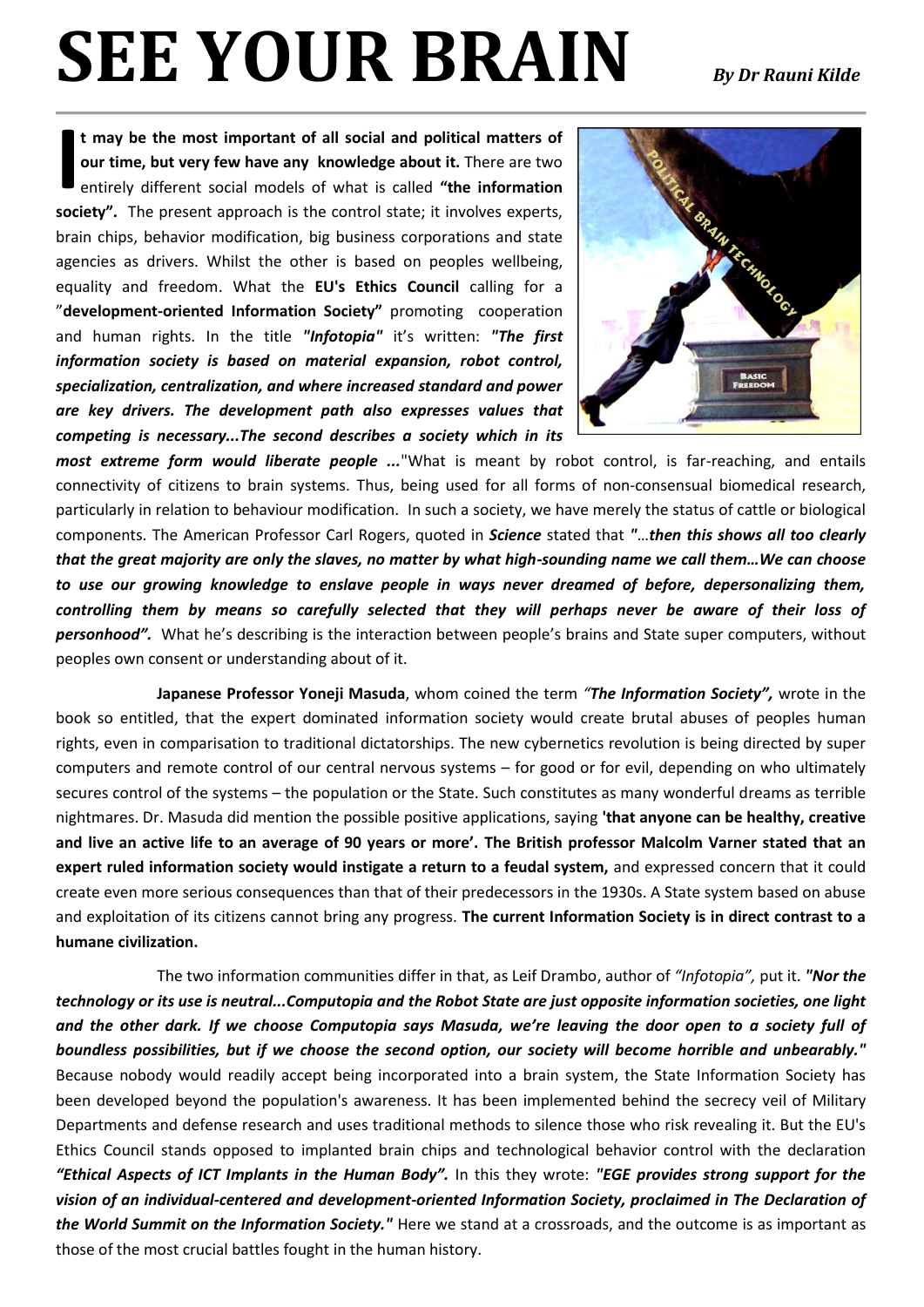# SEE YOUR BRAIN

*By Dr Rauni Kilde*

**It may be the most important of all social and political matters of our time, but very few have any knowledge about it.** There are two entirely different social models of what is called **"the information society".** The present approach is the control state; it involves experts, brain chips, behavior modification, big business corporations and state agencies as drivers. Whilst the other is based on peoples wellbeing, equality and freedom. What the **EU's Ethics Council** calling for a "**development-oriented Information Society"** promoting cooperation and human rights. In the title ***"Infotopia"*** it's written: ***"The first information society is based on material expansion, robot control, specialization, centralization, and where increased standard and power are key drivers. The development path also expresses values that competing is necessary...The second describes a society which in its most extreme form would liberate people ...***"What is meant by robot control, is far-reaching, and entails connectivity of citizens to brain systems. Thus, being used for all forms of non-consensual biomedical research, particularly in relation to behaviour modification. In such a society, we have merely the status of cattle or biological components. The American Professor Carl Rogers, quoted in ***Science*** stated that "…***then this shows all too clearly that the great majority are only the slaves, no matter by what high-sounding name we call them…We can choose to use our growing knowledge to enslave people in ways never dreamed of before, depersonalizing them, controlling them by means so carefully selected that they will perhaps never be aware of their loss of personhood".*** What he's describing is the interaction between people's brains and State super computers, without peoples own consent or understanding about of it.

**Japanese Professor Yoneji Masuda**, whom coined the term ***"The Information Society",*** wrote in the book so entitled, that the expert dominated information society would create brutal abuses of peoples human rights, even in comparisation to traditional dictatorships. The new cybernetics revolution is being directed by super computers and remote control of our central nervous systems – for good or for evil, depending on who ultimately secures control of the systems – the population or the State. Such constitutes as many wonderful dreams as terrible nightmares. Dr. Masuda did mention the possible positive applications, saying **'that anyone can be healthy, creative and live an active life to an average of 90 years or more'. The British professor Malcolm Varner stated that an expert ruled information society would instigate a return to a feudal system,** and expressed concern that it could create even more serious consequences than that of their predecessors in the 1930s. A State system based on abuse and exploitation of its citizens cannot bring any progress. **The current Information Society is in direct contrast to a humane civilization.**

The two information communities differ in that, as Leif Drambo, author of *"Infotopia",* put it. ***"Nor the technology or its use is neutral...Computopia and the Robot State are just opposite information societies, one light and the other dark. If we choose Computopia says Masuda, we're leaving the door open to a society full of boundless possibilities, but if we choose the second option, our society will become horrible and unbearably."*** Because nobody would readily accept being incorporated into a brain system, the State Information Society has been developed beyond the population's awareness. It has been implemented behind the secrecy veil of Military Departments and defense research and uses traditional methods to silence those who risk revealing it. But the EU's Ethics Council stands opposed to implanted brain chips and technological behavior control with the declaration ***"Ethical Aspects of ICT Implants in the Human Body".*** In this they wrote: ***"EGE provides strong support for the vision of an individual-centered and development-oriented Information Society, proclaimed in The Declaration of the World Summit on the Information Society."*** Here we stand at a crossroads, and the outcome is as important as those of the most crucial battles fought in the human history.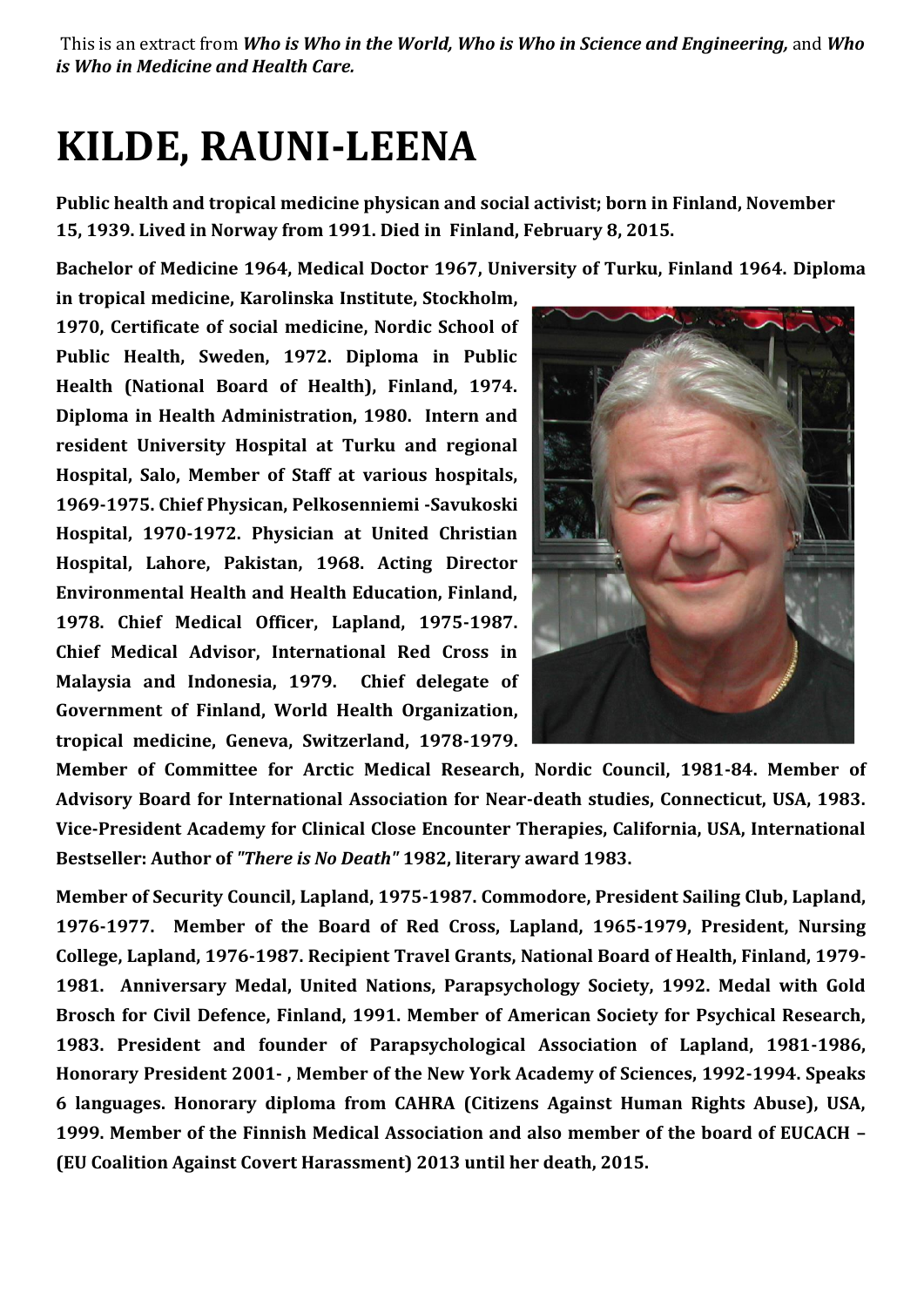This is an extract from ***Who is Who in the World, Who is Who in Science and Engineering,*** and ***Who is Who in Medicine and Health Care.***

# KILDE, RAUNI-LEENA

**Public health and tropical medicine physican and social activist; born in Finland, November 15, 1939. Lived in Norway from 1991. Died in Finland, February 8, 2015.**

**Bachelor of Medicine 1964, Medical Doctor 1967, University of Turku, Finland 1964. Diploma in tropical medicine, Karolinska Institute, Stockholm, 1970, Certificate of social medicine, Nordic School of Public Health, Sweden, 1972. Diploma in Public Health (National Board of Health), Finland, 1974. Diploma in Health Administration, 1980. Intern and resident University Hospital at Turku and regional Hospital, Salo, Member of Staff at various hospitals, 1969-1975. Chief Physican, Pelkosenniemi -Savukoski Hospital, 1970-1972. Physician at United Christian Hospital, Lahore, Pakistan, 1968. Acting Director Environmental Health and Health Education, Finland, 1978. Chief Medical Officer, Lapland, 1975-1987. Chief Medical Advisor, International Red Cross in Malaysia and Indonesia, 1979. Chief delegate of Government of Finland, World Health Organization, tropical medicine, Geneva, Switzerland, 1978-1979. Member of Committee for Arctic Medical Research, Nordic Council, 1981-84. Member of Advisory Board for International Association for Near-death studies, Connecticut, USA, 1983. Vice-President Academy for Clinical Close Encounter Therapies, California, USA, International Bestseller: Author of *"There is No Death"* 1982, literary award 1983.**

**Member of Security Council, Lapland, 1975-1987. Commodore, President Sailing Club, Lapland, 1976-1977. Member of the Board of Red Cross, Lapland, 1965-1979, President, Nursing College, Lapland, 1976-1987. Recipient Travel Grants, National Board of Health, Finland, 1979-1981. Anniversary Medal, United Nations, Parapsychology Society, 1992. Medal with Gold Brosch for Civil Defence, Finland, 1991. Member of American Society for Psychical Research, 1983. President and founder of Parapsychological Association of Lapland, 1981-1986, Honorary President 2001- , Member of the New York Academy of Sciences, 1992-1994. Speaks 6 languages. Honorary diploma from CAHRA (Citizens Against Human Rights Abuse), USA, 1999. Member of the Finnish Medical Association and also member of the board of EUCACH – (EU Coalition Against Covert Harassment) 2013 until her death, 2015.**